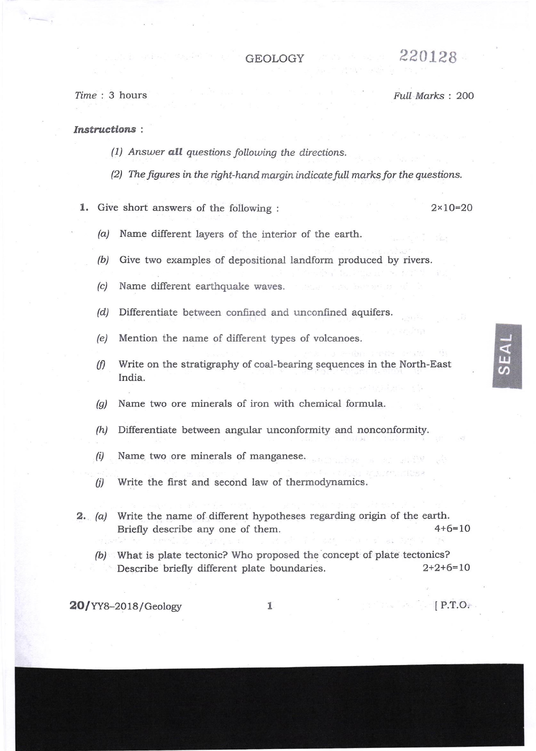# GEOLOGY

220128

*Time* : 3 hours *Full Marks* : 200

***Instructions*** :

*(1) Answer **all** questions following the directions.*

*(2) The figures in the right-hand margin indicate full marks for the questions.*

**1.** Give short answers of the following : 2×10=20

*(a)* Name different layers of the interior of the earth.

*(b)* Give two examples of depositional landform produced by rivers.

*(c)* Name different earthquake waves.

*(d)* Differentiate between confined and unconfined aquifers.

*(e)* Mention the name of different types of volcanoes.

*(f)* Write on the stratigraphy of coal-bearing sequences in the North-East India.

*(g)* Name two ore minerals of iron with chemical formula.

*(h)* Differentiate between angular unconformity and nonconformity.

*(i)* Name two ore minerals of manganese.

*(j)* Write the first and second law of thermodynamics.

**2.** *(a)* Write the name of different hypotheses regarding origin of the earth. Briefly describe any one of them. 4+6=10

*(b)* What is plate tectonic? Who proposed the concept of plate tectonics? Describe briefly different plate boundaries. 2+2+6=10

**20/**YY8–2018/Geology

[ P.T.O.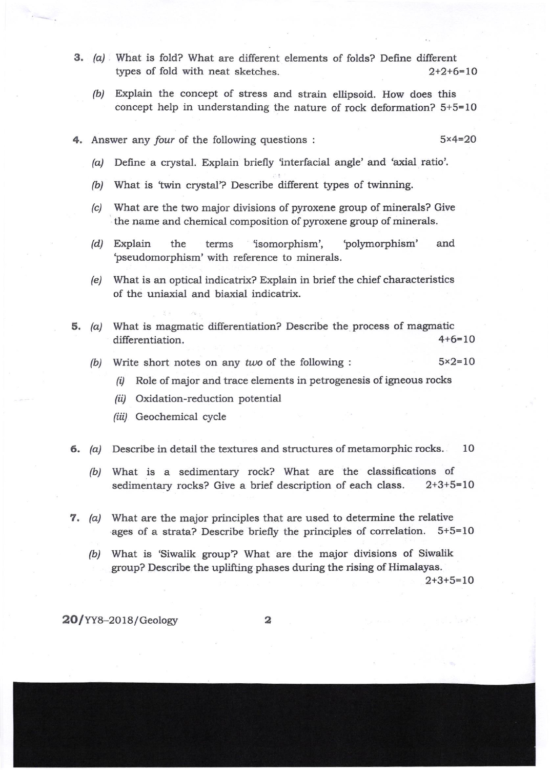3. *(a)* What is fold? What are different elements of folds? Define different types of fold with neat sketches. 2+2+6=10

   *(b)* Explain the concept of stress and strain ellipsoid. How does this concept help in understanding the nature of rock deformation? 5+5=10

4. Answer any *four* of the following questions : 5×4=20

   *(a)* Define a crystal. Explain briefly 'interfacial angle' and 'axial ratio'.

   *(b)* What is 'twin crystal'? Describe different types of twinning.

   *(c)* What are the two major divisions of pyroxene group of minerals? Give the name and chemical composition of pyroxene group of minerals.

   *(d)* Explain the terms 'isomorphism', 'polymorphism' and 'pseudomorphism' with reference to minerals.

   *(e)* What is an optical indicatrix? Explain in brief the chief characteristics of the uniaxial and biaxial indicatrix.

5. *(a)* What is magmatic differentiation? Describe the process of magmatic differentiation. 4+6=10

   *(b)* Write short notes on any *two* of the following : 5×2=10

   *(i)* Role of major and trace elements in petrogenesis of igneous rocks

   *(ii)* Oxidation-reduction potential

   *(iii)* Geochemical cycle

6. *(a)* Describe in detail the textures and structures of metamorphic rocks. 10

   *(b)* What is a sedimentary rock? What are the classifications of sedimentary rocks? Give a brief description of each class. 2+3+5=10

7. *(a)* What are the major principles that are used to determine the relative ages of a strata? Describe briefly the principles of correlation. 5+5=10

   *(b)* What is 'Siwalik group'? What are the major divisions of Siwalik group? Describe the uplifting phases during the rising of Himalayas. 2+3+5=10

20/YY8–2018/Geology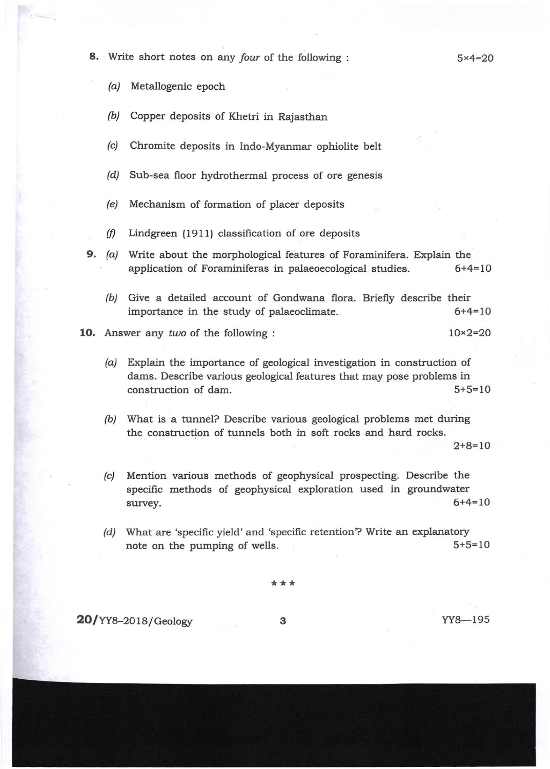8. Write short notes on any *four* of the following : 5×4=20

   (a) Metallogenic epoch

   (b) Copper deposits of Khetri in Rajasthan

   (c) Chromite deposits in Indo-Myanmar ophiolite belt

   (d) Sub-sea floor hydrothermal process of ore genesis

   (e) Mechanism of formation of placer deposits

   (f) Lindgreen (1911) classification of ore deposits

9. (a) Write about the morphological features of Foraminifera. Explain the application of Foraminiferas in palaeoecological studies. 6+4=10

   (b) Give a detailed account of Gondwana flora. Briefly describe their importance in the study of palaeoclimate. 6+4=10

10. Answer any *two* of the following : 10×2=20

   (a) Explain the importance of geological investigation in construction of dams. Describe various geological features that may pose problems in construction of dam. 5+5=10

   (b) What is a tunnel? Describe various geological problems met during the construction of tunnels both in soft rocks and hard rocks. 2+8=10

   (c) Mention various methods of geophysical prospecting. Describe the specific methods of geophysical exploration used in groundwater survey. 6+4=10

   (d) What are 'specific yield' and 'specific retention'? Write an explanatory note on the pumping of wells. 5+5=10

★★★